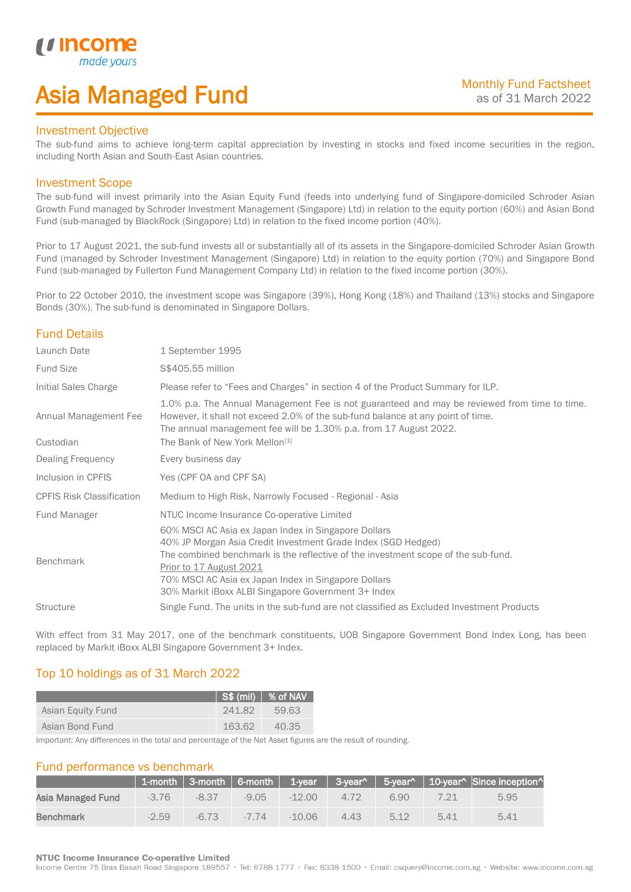# Asia Managed Fund

Monthly Fund Factsheet
as of 31 March 2022

## Investment Objective

The sub-fund aims to achieve long-term capital appreciation by investing in stocks and fixed income securities in the region, including North Asian and South-East Asian countries.

## Investment Scope

The sub-fund will invest primarily into the Asian Equity Fund (feeds into underlying fund of Singapore-domiciled Schroder Asian Growth Fund managed by Schroder Investment Management (Singapore) Ltd) in relation to the equity portion (60%) and Asian Bond Fund (sub-managed by BlackRock (Singapore) Ltd) in relation to the fixed income portion (40%).

Prior to 17 August 2021, the sub-fund invests all or substantially all of its assets in the Singapore-domiciled Schroder Asian Growth Fund (managed by Schroder Investment Management (Singapore) Ltd) in relation to the equity portion (70%) and Singapore Bond Fund (sub-managed by Fullerton Fund Management Company Ltd) in relation to the fixed income portion (30%).

Prior to 22 October 2010, the investment scope was Singapore (39%), Hong Kong (18%) and Thailand (13%) stocks and Singapore Bonds (30%). The sub-fund is denominated in Singapore Dollars.

## Fund Details

| | |
|---|---|
| Launch Date | 1 September 1995 |
| Fund Size | S$405.55 million |
| Initial Sales Charge | Please refer to "Fees and Charges" in section 4 of the Product Summary for ILP. |
| Annual Management Fee | 1.0% p.a. The Annual Management Fee is not guaranteed and may be reviewed from time to time. However, it shall not exceed 2.0% of the sub-fund balance at any point of time. The annual management fee will be 1.30% p.a. from 17 August 2022. |
| Custodian | The Bank of New York Mellon[1] |
| Dealing Frequency | Every business day |
| Inclusion in CPFIS | Yes (CPF OA and CPF SA) |
| CPFIS Risk Classification | Medium to High Risk, Narrowly Focused - Regional - Asia |
| Fund Manager | NTUC Income Insurance Co-operative Limited |
| Benchmark | 60% MSCI AC Asia ex Japan Index in Singapore Dollars<br>40% JP Morgan Asia Credit Investment Grade Index (SGD Hedged)<br>The combined benchmark is the reflective of the investment scope of the sub-fund.<br>Prior to 17 August 2021<br>70% MSCI AC Asia ex Japan Index in Singapore Dollars<br>30% Markit iBoxx ALBI Singapore Government 3+ Index |
| Structure | Single Fund. The units in the sub-fund are not classified as Excluded Investment Products |

With effect from 31 May 2017, one of the benchmark constituents, UOB Singapore Government Bond Index Long, has been replaced by Markit iBoxx ALBI Singapore Government 3+ Index.

## Top 10 holdings as of 31 March 2022

| | S$ (mil) | % of NAV |
|---|---|---|
| Asian Equity Fund | 241.82 | 59.63 |
| Asian Bond Fund | 163.62 | 40.35 |

Important: Any differences in the total and percentage of the Net Asset figures are the result of rounding.

## Fund performance vs benchmark

| | 1-month | 3-month | 6-month | 1-year | 3-year^ | 5-year^ | 10-year^ | Since inception^ |
|---|---|---|---|---|---|---|---|---|
| **Asia Managed Fund** | -3.76 | -8.37 | -9.05 | -12.00 | 4.72 | 6.90 | 7.21 | 5.95 |
| **Benchmark** | -2.59 | -6.73 | -7.74 | -10.06 | 4.43 | 5.12 | 5.41 | 5.41 |

**NTUC Income Insurance Co-operative Limited**
Income Centre 75 Bras Basah Road Singapore 189557 • Tel: 6788 1777 • Fax: 6338 1500 • Email: csquery@income.com.sg • Website: www.income.com.sg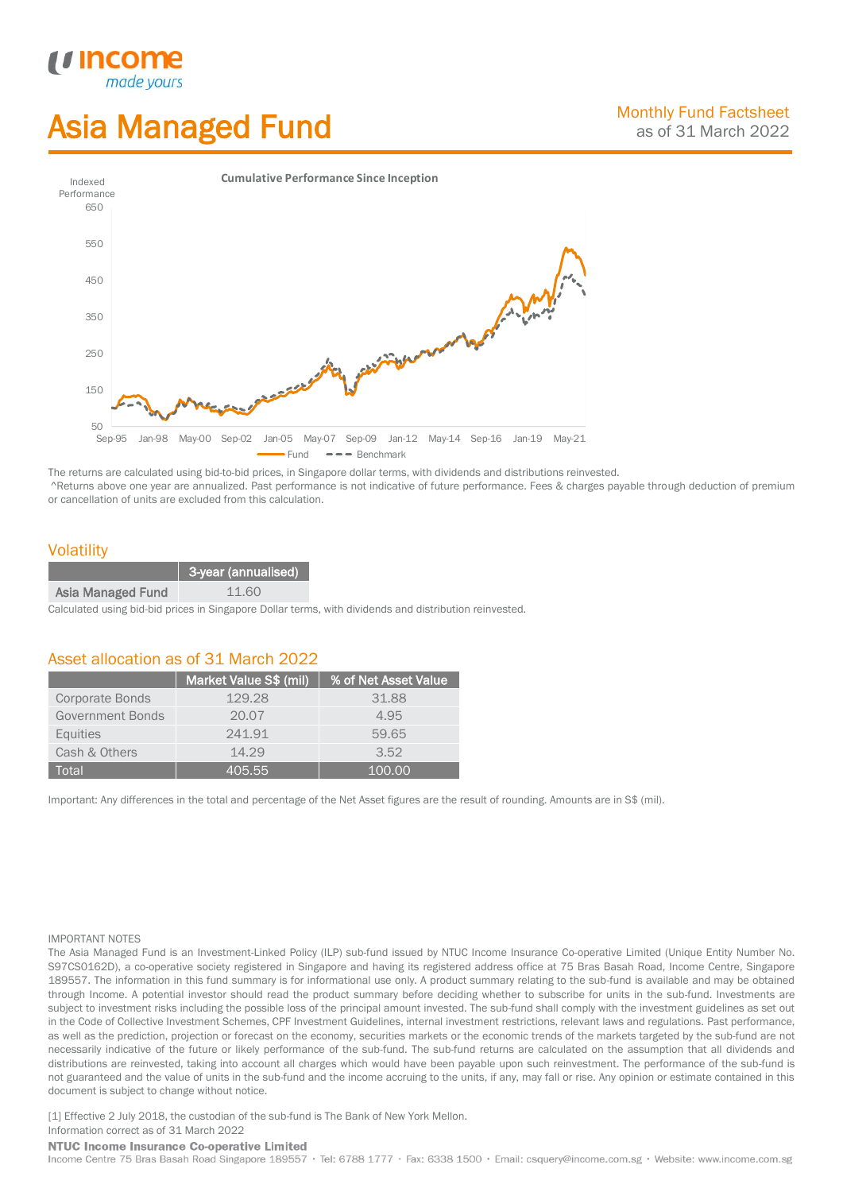# Asia Managed Fund

Monthly Fund Factsheet
as of 31 March 2022

Cumulative Performance Since Inception

Indexed Performance

650
550
450
350
250
150
50

Sep-95 Jan-98 May-00 Sep-02 Jan-05 May-07 Sep-09 Jan-12 May-14 Sep-16 Jan-19 May-21

Fund Benchmark

The returns are calculated using bid-to-bid prices, in Singapore dollar terms, with dividends and distributions reinvested.
^Returns above one year are annualized. Past performance is not indicative of future performance. Fees & charges payable through deduction of premium or cancellation of units are excluded from this calculation.

## Volatility

| | 3-year (annualised) |
|---|---|
| **Asia Managed Fund** | 11.60 |

Calculated using bid-bid prices in Singapore Dollar terms, with dividends and distribution reinvested.

## Asset allocation as of 31 March 2022

| | Market Value S$ (mil) | % of Net Asset Value |
|---|---|---|
| Corporate Bonds | 129.28 | 31.88 |
| Government Bonds | 20.07 | 4.95 |
| Equities | 241.91 | 59.65 |
| Cash & Others | 14.29 | 3.52 |
| Total | 405.55 | 100.00 |

Important: Any differences in the total and percentage of the Net Asset figures are the result of rounding. Amounts are in S$ (mil).

IMPORTANT NOTES

The Asia Managed Fund is an Investment-Linked Policy (ILP) sub-fund issued by NTUC Income Insurance Co-operative Limited (Unique Entity Number No. S97CS0162D), a co-operative society registered in Singapore and having its registered address office at 75 Bras Basah Road, Income Centre, Singapore 189557. The information in this fund summary is for informational use only. A product summary relating to the sub-fund is available and may be obtained through Income. A potential investor should read the product summary before deciding whether to subscribe for units in the sub-fund. Investments are subject to investment risks including the possible loss of the principal amount invested. The sub-fund shall comply with the investment guidelines as set out in the Code of Collective Investment Schemes, CPF Investment Guidelines, internal investment restrictions, relevant laws and regulations. Past performance, as well as the prediction, projection or forecast on the economy, securities markets or the economic trends of the markets targeted by the sub-fund are not necessarily indicative of the future or likely performance of the sub-fund. The sub-fund returns are calculated on the assumption that all dividends and distributions are reinvested, taking into account all charges which would have been payable upon such reinvestment. The performance of the sub-fund is not guaranteed and the value of units in the sub-fund and the income accruing to the units, if any, may fall or rise. Any opinion or estimate contained in this document is subject to change without notice.

[1] Effective 2 July 2018, the custodian of the sub-fund is The Bank of New York Mellon.
Information correct as of 31 March 2022

**NTUC Income Insurance Co-operative Limited**
Income Centre 75 Bras Basah Road Singapore 189557 · Tel: 6788 1777 · Fax: 6338 1500 · Email: csquery@income.com.sg · Website: www.income.com.sg